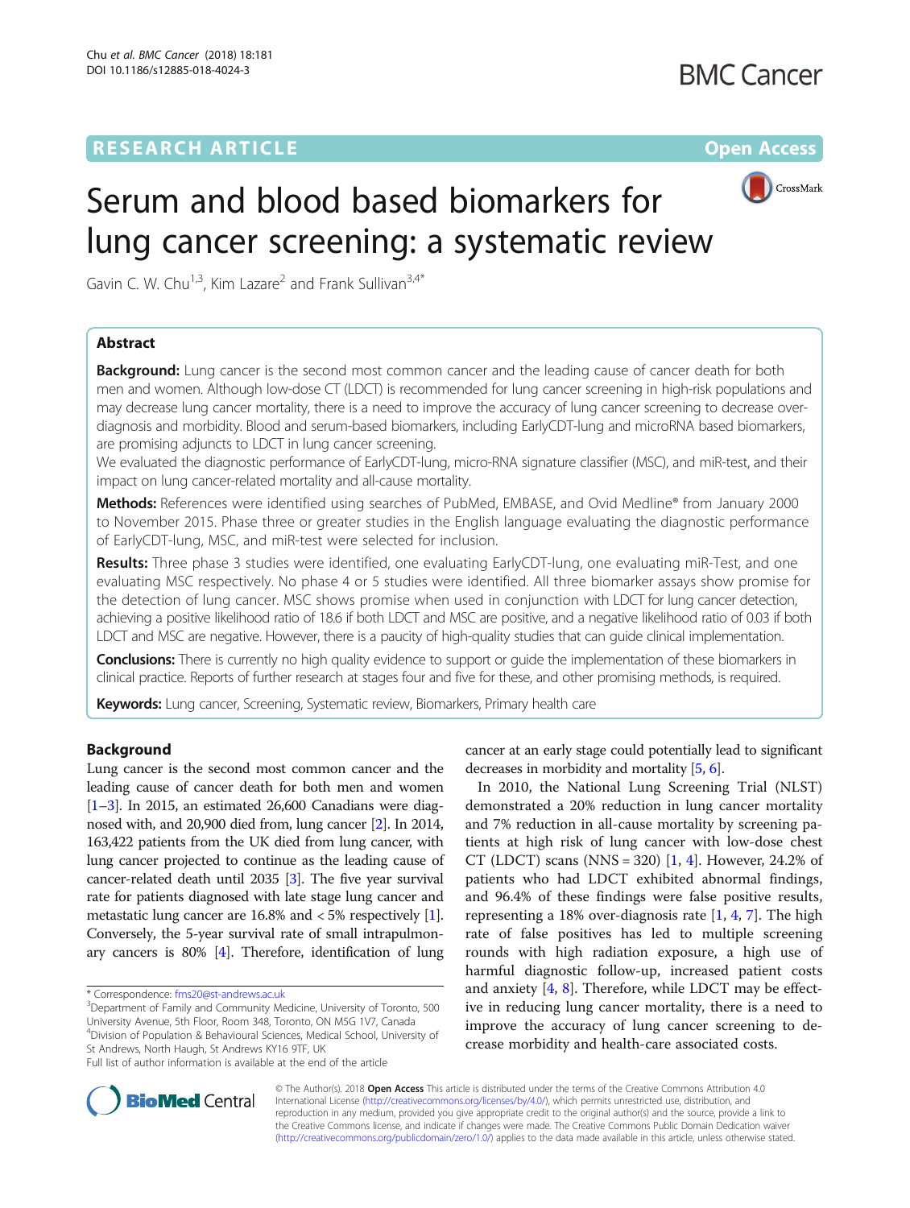# Serum and blood based biomarkers for lung cancer screening: a systematic review

Gavin C. W. Chu[1,3], Kim Lazare[2] and Frank Sullivan[3,4*]

## Abstract

**Background:** Lung cancer is the second most common cancer and the leading cause of cancer death for both men and women. Although low-dose CT (LDCT) is recommended for lung cancer screening in high-risk populations and may decrease lung cancer mortality, there is a need to improve the accuracy of lung cancer screening to decrease over-diagnosis and morbidity. Blood and serum-based biomarkers, including EarlyCDT-lung and microRNA based biomarkers, are promising adjuncts to LDCT in lung cancer screening.

We evaluated the diagnostic performance of EarlyCDT-lung, micro-RNA signature classifier (MSC), and miR-test, and their impact on lung cancer-related mortality and all-cause mortality.

**Methods:** References were identified using searches of PubMed, EMBASE, and Ovid Medline® from January 2000 to November 2015. Phase three or greater studies in the English language evaluating the diagnostic performance of EarlyCDT-lung, MSC, and miR-test were selected for inclusion.

**Results:** Three phase 3 studies were identified, one evaluating EarlyCDT-lung, one evaluating miR-Test, and one evaluating MSC respectively. No phase 4 or 5 studies were identified. All three biomarker assays show promise for the detection of lung cancer. MSC shows promise when used in conjunction with LDCT for lung cancer detection, achieving a positive likelihood ratio of 18.6 if both LDCT and MSC are positive, and a negative likelihood ratio of 0.03 if both LDCT and MSC are negative. However, there is a paucity of high-quality studies that can guide clinical implementation.

**Conclusions:** There is currently no high quality evidence to support or guide the implementation of these biomarkers in clinical practice. Reports of further research at stages four and five for these, and other promising methods, is required.

**Keywords:** Lung cancer, Screening, Systematic review, Biomarkers, Primary health care

## Background

Lung cancer is the second most common cancer and the leading cause of cancer death for both men and women [1–3]. In 2015, an estimated 26,600 Canadians were diagnosed with, and 20,900 died from, lung cancer [2]. In 2014, 163,422 patients from the UK died from lung cancer, with lung cancer projected to continue as the leading cause of cancer-related death until 2035 [3]. The five year survival rate for patients diagnosed with late stage lung cancer and metastatic lung cancer are 16.8% and < 5% respectively [1]. Conversely, the 5-year survival rate of small intrapulmonary cancers is 80% [4]. Therefore, identification of lung cancer at an early stage could potentially lead to significant decreases in morbidity and mortality [5, 6].

In 2010, the National Lung Screening Trial (NLST) demonstrated a 20% reduction in lung cancer mortality and 7% reduction in all-cause mortality by screening patients at high risk of lung cancer with low-dose chest CT (LDCT) scans (NNS = 320) [1, 4]. However, 24.2% of patients who had LDCT exhibited abnormal findings, and 96.4% of these findings were false positive results, representing a 18% over-diagnosis rate [1, 4, 7]. The high rate of false positives has led to multiple screening rounds with high radiation exposure, a high use of harmful diagnostic follow-up, increased patient costs and anxiety [4, 8]. Therefore, while LDCT may be effective in reducing lung cancer mortality, there is a need to improve the accuracy of lung cancer screening to decrease morbidity and health-care associated costs.

\* Correspondence: fms20@st-andrews.ac.uk
[3]Department of Family and Community Medicine, University of Toronto, 500 University Avenue, 5th Floor, Room 348, Toronto, ON M5G 1V7, Canada
[4]Division of Population & Behavioural Sciences, Medical School, University of St Andrews, North Haugh, St Andrews KY16 9TF, UK
Full list of author information is available at the end of the article

© The Author(s). 2018 **Open Access** This article is distributed under the terms of the Creative Commons Attribution 4.0 International License (http://creativecommons.org/licenses/by/4.0/), which permits unrestricted use, distribution, and reproduction in any medium, provided you give appropriate credit to the original author(s) and the source, provide a link to the Creative Commons license, and indicate if changes were made. The Creative Commons Public Domain Dedication waiver (http://creativecommons.org/publicdomain/zero/1.0/) applies to the data made available in this article, unless otherwise stated.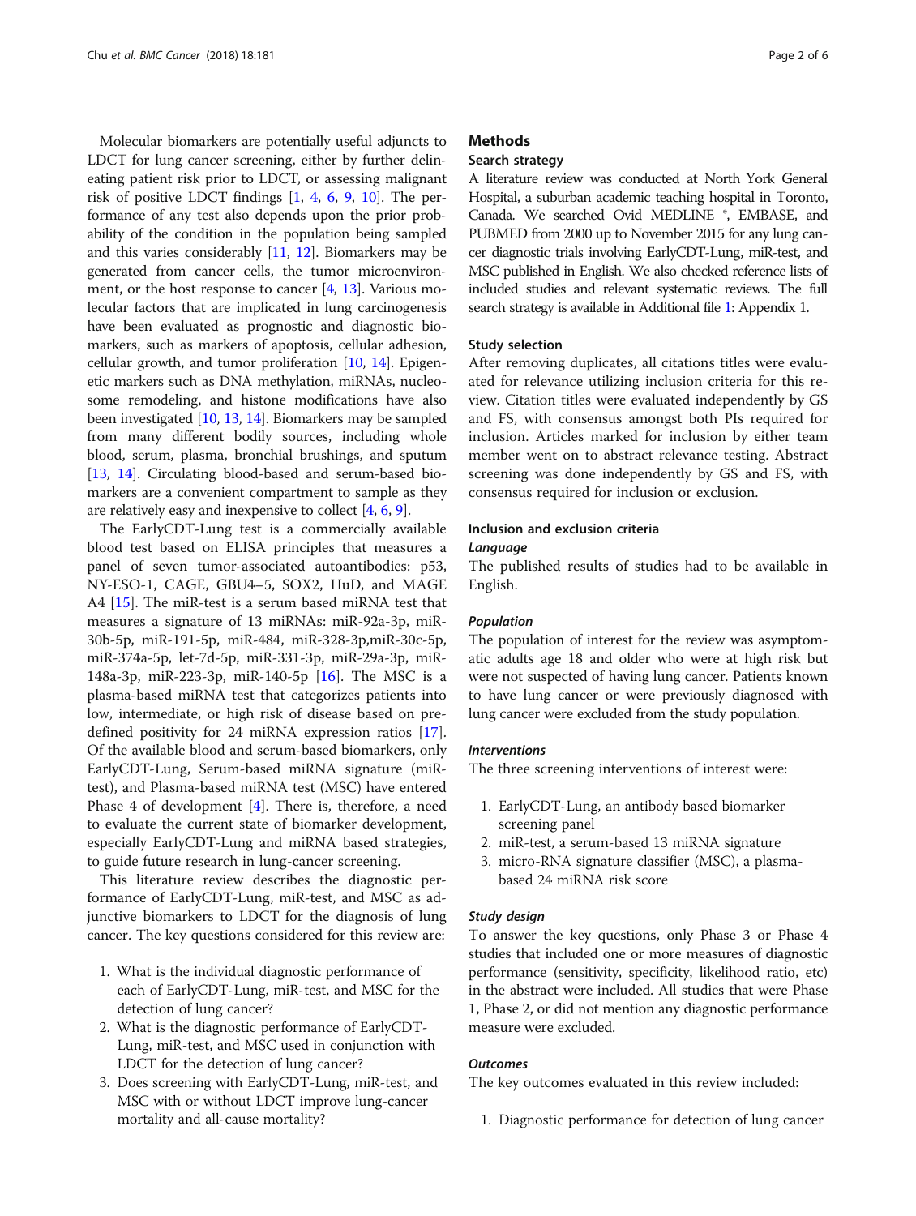Molecular biomarkers are potentially useful adjuncts to LDCT for lung cancer screening, either by further delineating patient risk prior to LDCT, or assessing malignant risk of positive LDCT findings [1, 4, 6, 9, 10]. The performance of any test also depends upon the prior probability of the condition in the population being sampled and this varies considerably [11, 12]. Biomarkers may be generated from cancer cells, the tumor microenvironment, or the host response to cancer [4, 13]. Various molecular factors that are implicated in lung carcinogenesis have been evaluated as prognostic and diagnostic biomarkers, such as markers of apoptosis, cellular adhesion, cellular growth, and tumor proliferation [10, 14]. Epigenetic markers such as DNA methylation, miRNAs, nucleosome remodeling, and histone modifications have also been investigated [10, 13, 14]. Biomarkers may be sampled from many different bodily sources, including whole blood, serum, plasma, bronchial brushings, and sputum [13, 14]. Circulating blood-based and serum-based biomarkers are a convenient compartment to sample as they are relatively easy and inexpensive to collect [4, 6, 9].

The EarlyCDT-Lung test is a commercially available blood test based on ELISA principles that measures a panel of seven tumor-associated autoantibodies: p53, NY-ESO-1, CAGE, GBU4–5, SOX2, HuD, and MAGE A4 [15]. The miR-test is a serum based miRNA test that measures a signature of 13 miRNAs: miR-92a-3p, miR-30b-5p, miR-191-5p, miR-484, miR-328-3p,miR-30c-5p, miR-374a-5p, let-7d-5p, miR-331-3p, miR-29a-3p, miR-148a-3p, miR-223-3p, miR-140-5p [16]. The MSC is a plasma-based miRNA test that categorizes patients into low, intermediate, or high risk of disease based on predefined positivity for 24 miRNA expression ratios [17]. Of the available blood and serum-based biomarkers, only EarlyCDT-Lung, Serum-based miRNA signature (miR-test), and Plasma-based miRNA test (MSC) have entered Phase 4 of development [4]. There is, therefore, a need to evaluate the current state of biomarker development, especially EarlyCDT-Lung and miRNA based strategies, to guide future research in lung-cancer screening.

This literature review describes the diagnostic performance of EarlyCDT-Lung, miR-test, and MSC as adjunctive biomarkers to LDCT for the diagnosis of lung cancer. The key questions considered for this review are:

1. What is the individual diagnostic performance of each of EarlyCDT-Lung, miR-test, and MSC for the detection of lung cancer?
2. What is the diagnostic performance of EarlyCDT-Lung, miR-test, and MSC used in conjunction with LDCT for the detection of lung cancer?
3. Does screening with EarlyCDT-Lung, miR-test, and MSC with or without LDCT improve lung-cancer mortality and all-cause mortality?

## Methods

### Search strategy

A literature review was conducted at North York General Hospital, a suburban academic teaching hospital in Toronto, Canada. We searched Ovid MEDLINE ®, EMBASE, and PUBMED from 2000 up to November 2015 for any lung cancer diagnostic trials involving EarlyCDT-Lung, miR-test, and MSC published in English. We also checked reference lists of included studies and relevant systematic reviews. The full search strategy is available in Additional file 1: Appendix 1.

### Study selection

After removing duplicates, all citations titles were evaluated for relevance utilizing inclusion criteria for this review. Citation titles were evaluated independently by GS and FS, with consensus amongst both PIs required for inclusion. Articles marked for inclusion by either team member went on to abstract relevance testing. Abstract screening was done independently by GS and FS, with consensus required for inclusion or exclusion.

### Inclusion and exclusion criteria

#### *Language*

The published results of studies had to be available in English.

#### *Population*

The population of interest for the review was asymptomatic adults age 18 and older who were at high risk but were not suspected of having lung cancer. Patients known to have lung cancer or were previously diagnosed with lung cancer were excluded from the study population.

#### *Interventions*

The three screening interventions of interest were:

1. EarlyCDT-Lung, an antibody based biomarker screening panel
2. miR-test, a serum-based 13 miRNA signature
3. micro-RNA signature classifier (MSC), a plasma-based 24 miRNA risk score

#### *Study design*

To answer the key questions, only Phase 3 or Phase 4 studies that included one or more measures of diagnostic performance (sensitivity, specificity, likelihood ratio, etc) in the abstract were included. All studies that were Phase 1, Phase 2, or did not mention any diagnostic performance measure were excluded.

#### *Outcomes*

The key outcomes evaluated in this review included:

1. Diagnostic performance for detection of lung cancer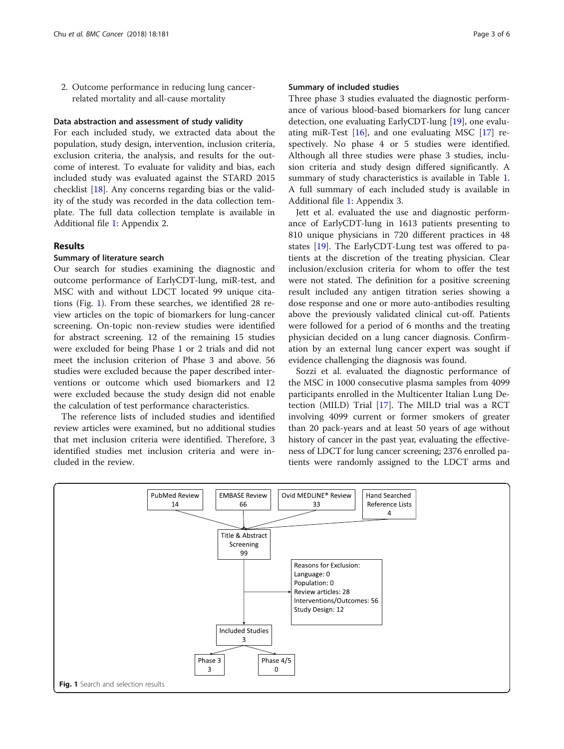2. Outcome performance in reducing lung cancer-related mortality and all-cause mortality

### Data abstraction and assessment of study validity

For each included study, we extracted data about the population, study design, intervention, inclusion criteria, exclusion criteria, the analysis, and results for the outcome of interest. To evaluate for validity and bias, each included study was evaluated against the STARD 2015 checklist [18]. Any concerns regarding bias or the validity of the study was recorded in the data collection template. The full data collection template is available in Additional file 1: Appendix 2.

## Results

### Summary of literature search

Our search for studies examining the diagnostic and outcome performance of EarlyCDT-lung, miR-test, and MSC with and without LDCT located 99 unique citations (Fig. 1). From these searches, we identified 28 review articles on the topic of biomarkers for lung-cancer screening. On-topic non-review studies were identified for abstract screening. 12 of the remaining 15 studies were excluded for being Phase 1 or 2 trials and did not meet the inclusion criterion of Phase 3 and above. 56 studies were excluded because the paper described interventions or outcome which used biomarkers and 12 were excluded because the study design did not enable the calculation of test performance characteristics.

The reference lists of included studies and identified review articles were examined, but no additional studies that met inclusion criteria were identified. Therefore, 3 identified studies met inclusion criteria and were included in the review.

### Summary of included studies

Three phase 3 studies evaluated the diagnostic performance of various blood-based biomarkers for lung cancer detection, one evaluating EarlyCDT-lung [19], one evaluating miR-Test [16], and one evaluating MSC [17] respectively. No phase 4 or 5 studies were identified. Although all three studies were phase 3 studies, inclusion criteria and study design differed significantly. A summary of study characteristics is available in Table 1. A full summary of each included study is available in Additional file 1: Appendix 3.

Jett et al. evaluated the use and diagnostic performance of EarlyCDT-lung in 1613 patients presenting to 810 unique physicians in 720 different practices in 48 states [19]. The EarlyCDT-Lung test was offered to patients at the discretion of the treating physician. Clear inclusion/exclusion criteria for whom to offer the test were not stated. The definition for a positive screening result included any antigen titration series showing a dose response and one or more auto-antibodies resulting above the previously validated clinical cut-off. Patients were followed for a period of 6 months and the treating physician decided on a lung cancer diagnosis. Confirmation by an external lung cancer expert was sought if evidence challenging the diagnosis was found.

Sozzi et al. evaluated the diagnostic performance of the MSC in 1000 consecutive plasma samples from 4099 participants enrolled in the Multicenter Italian Lung Detection (MILD) Trial [17]. The MILD trial was a RCT involving 4099 current or former smokers of greater than 20 pack-years and at least 50 years of age without history of cancer in the past year, evaluating the effectiveness of LDCT for lung cancer screening; 2376 enrolled patients were randomly assigned to the LDCT arms and

**Fig. 1** Search and selection results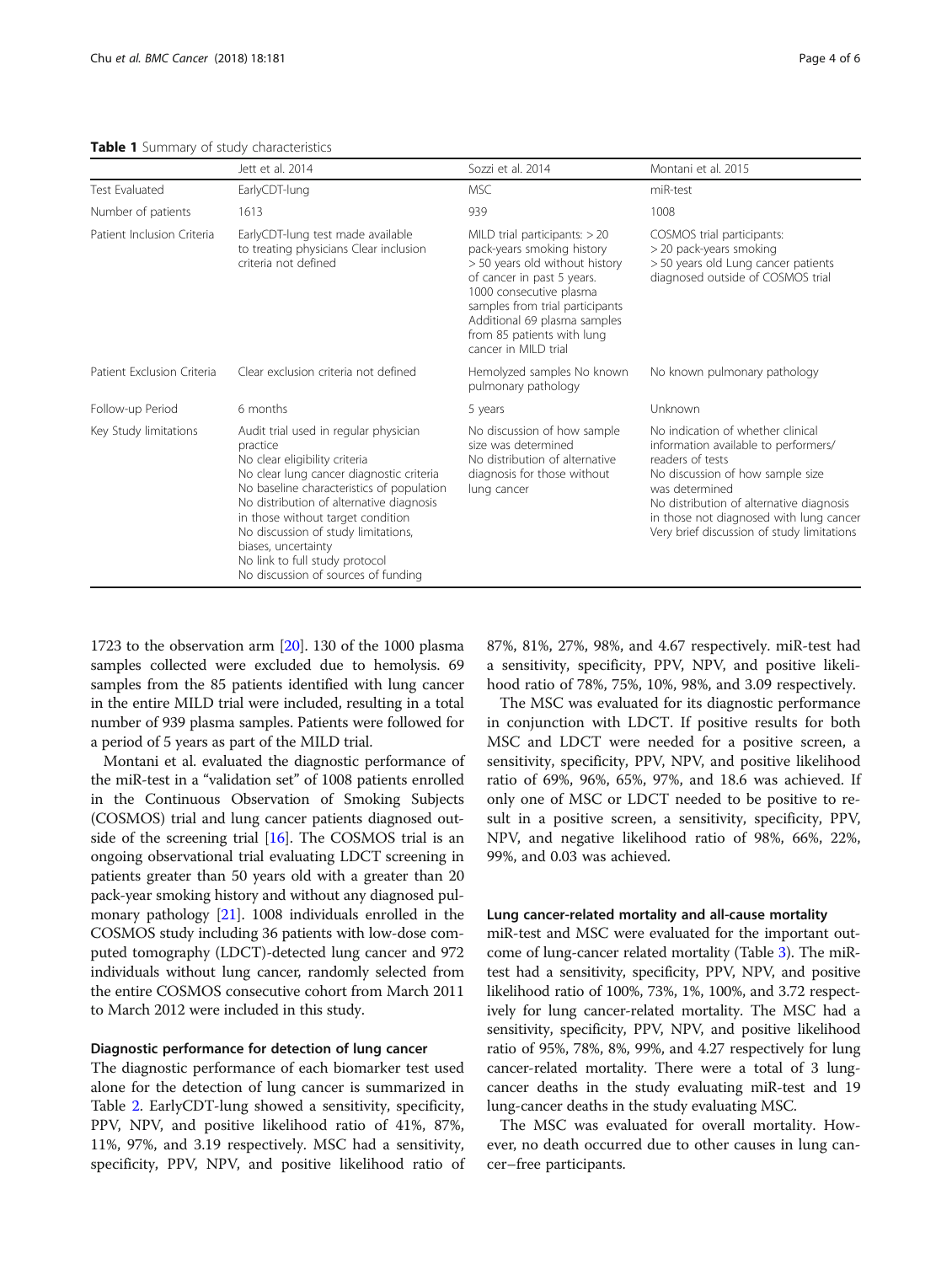**Table 1** Summary of study characteristics

| | Jett et al. 2014 | Sozzi et al. 2014 | Montani et al. 2015 |
|---|---|---|---|
| Test Evaluated | EarlyCDT-lung | MSC | miR-test |
| Number of patients | 1613 | 939 | 1008 |
| Patient Inclusion Criteria | EarlyCDT-lung test made available to treating physicians Clear inclusion criteria not defined | MILD trial participants: > 20 pack-years smoking history > 50 years old without history of cancer in past 5 years. 1000 consecutive plasma samples from trial participants Additional 69 plasma samples from 85 patients with lung cancer in MILD trial | COSMOS trial participants: > 20 pack-years smoking > 50 years old Lung cancer patients diagnosed outside of COSMOS trial |
| Patient Exclusion Criteria | Clear exclusion criteria not defined | Hemolyzed samples No known pulmonary pathology | No known pulmonary pathology |
| Follow-up Period | 6 months | 5 years | Unknown |
| Key Study limitations | Audit trial used in regular physician practice<br>No clear eligibility criteria<br>No clear lung cancer diagnostic criteria<br>No baseline characteristics of population<br>No distribution of alternative diagnosis in those without target condition<br>No discussion of study limitations, biases, uncertainty<br>No link to full study protocol<br>No discussion of sources of funding | No discussion of how sample size was determined<br>No distribution of alternative diagnosis for those without lung cancer | No indication of whether clinical information available to performers/readers of tests<br>No discussion of how sample size was determined<br>No distribution of alternative diagnosis in those not diagnosed with lung cancer<br>Very brief discussion of study limitations |

1723 to the observation arm [20]. 130 of the 1000 plasma samples collected were excluded due to hemolysis. 69 samples from the 85 patients identified with lung cancer in the entire MILD trial were included, resulting in a total number of 939 plasma samples. Patients were followed for a period of 5 years as part of the MILD trial.

Montani et al. evaluated the diagnostic performance of the miR-test in a "validation set" of 1008 patients enrolled in the Continuous Observation of Smoking Subjects (COSMOS) trial and lung cancer patients diagnosed outside of the screening trial [16]. The COSMOS trial is an ongoing observational trial evaluating LDCT screening in patients greater than 50 years old with a greater than 20 pack-year smoking history and without any diagnosed pulmonary pathology [21]. 1008 individuals enrolled in the COSMOS study including 36 patients with low-dose computed tomography (LDCT)-detected lung cancer and 972 individuals without lung cancer, randomly selected from the entire COSMOS consecutive cohort from March 2011 to March 2012 were included in this study.

### Diagnostic performance for detection of lung cancer

The diagnostic performance of each biomarker test used alone for the detection of lung cancer is summarized in Table 2. EarlyCDT-lung showed a sensitivity, specificity, PPV, NPV, and positive likelihood ratio of 41%, 87%, 11%, 97%, and 3.19 respectively. MSC had a sensitivity, specificity, PPV, NPV, and positive likelihood ratio of 87%, 81%, 27%, 98%, and 4.67 respectively. miR-test had a sensitivity, specificity, PPV, NPV, and positive likelihood ratio of 78%, 75%, 10%, 98%, and 3.09 respectively.

The MSC was evaluated for its diagnostic performance in conjunction with LDCT. If positive results for both MSC and LDCT were needed for a positive screen, a sensitivity, specificity, PPV, NPV, and positive likelihood ratio of 69%, 96%, 65%, 97%, and 18.6 was achieved. If only one of MSC or LDCT needed to be positive to result in a positive screen, a sensitivity, specificity, PPV, NPV, and negative likelihood ratio of 98%, 66%, 22%, 99%, and 0.03 was achieved.

### Lung cancer-related mortality and all-cause mortality

miR-test and MSC were evaluated for the important outcome of lung-cancer related mortality (Table 3). The miR-test had a sensitivity, specificity, PPV, NPV, and positive likelihood ratio of 100%, 73%, 1%, 100%, and 3.72 respectively for lung cancer-related mortality. The MSC had a sensitivity, specificity, PPV, NPV, and positive likelihood ratio of 95%, 78%, 8%, 99%, and 4.27 respectively for lung cancer-related mortality. There were a total of 3 lung-cancer deaths in the study evaluating miR-test and 19 lung-cancer deaths in the study evaluating MSC.

The MSC was evaluated for overall mortality. However, no death occurred due to other causes in lung cancer–free participants.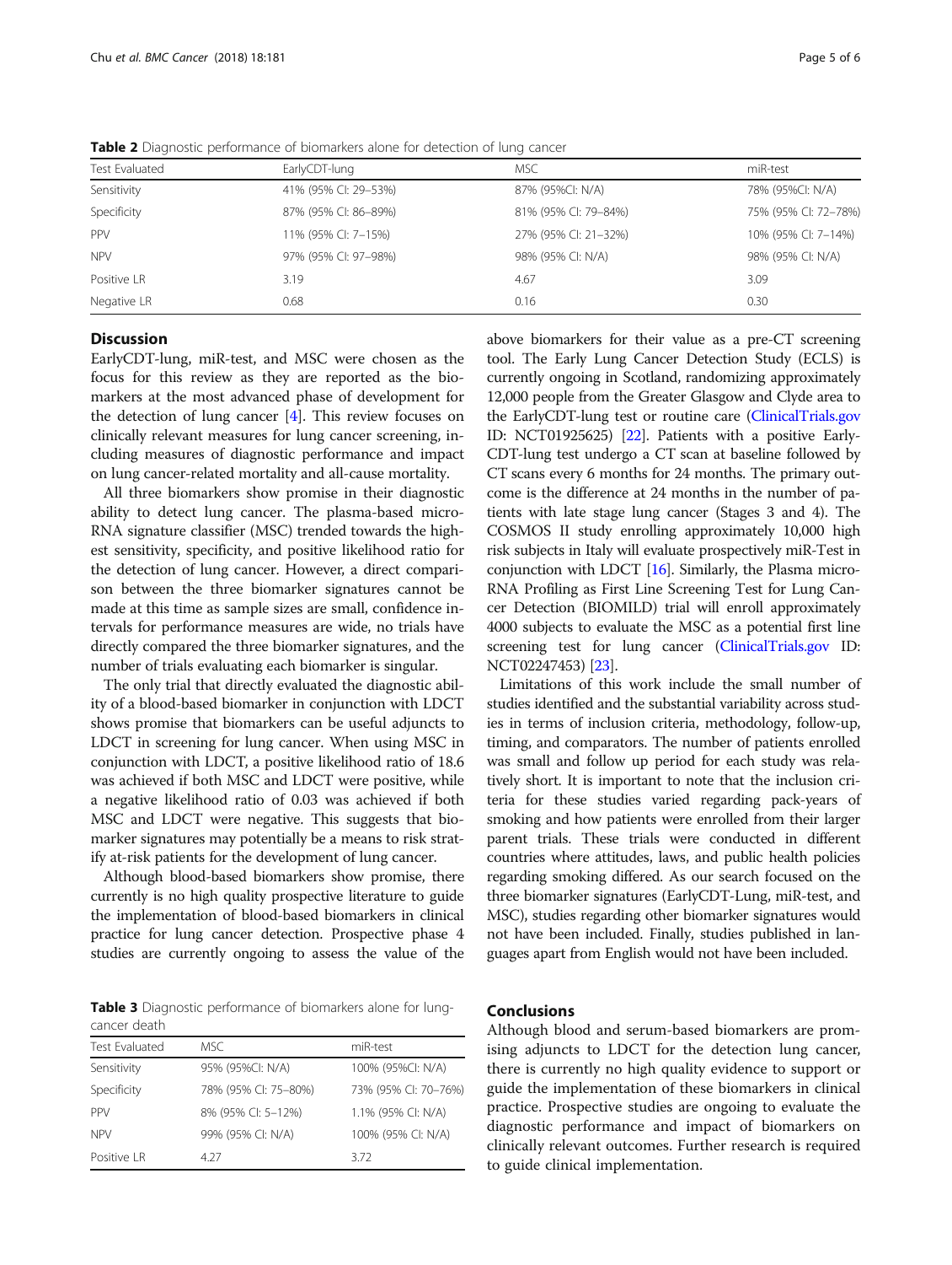**Table 2** Diagnostic performance of biomarkers alone for detection of lung cancer

| Test Evaluated | EarlyCDT-lung | MSC | miR-test |
|---|---|---|---|
| Sensitivity | 41% (95% CI: 29–53%) | 87% (95%CI: N/A) | 78% (95%CI: N/A) |
| Specificity | 87% (95% CI: 86–89%) | 81% (95% CI: 79–84%) | 75% (95% CI: 72–78%) |
| PPV | 11% (95% CI: 7–15%) | 27% (95% CI: 21–32%) | 10% (95% CI: 7–14%) |
| NPV | 97% (95% CI: 97–98%) | 98% (95% CI: N/A) | 98% (95% CI: N/A) |
| Positive LR | 3.19 | 4.67 | 3.09 |
| Negative LR | 0.68 | 0.16 | 0.30 |

## Discussion

EarlyCDT-lung, miR-test, and MSC were chosen as the focus for this review as they are reported as the biomarkers at the most advanced phase of development for the detection of lung cancer [4]. This review focuses on clinically relevant measures for lung cancer screening, including measures of diagnostic performance and impact on lung cancer-related mortality and all-cause mortality.

All three biomarkers show promise in their diagnostic ability to detect lung cancer. The plasma-based microRNA signature classifier (MSC) trended towards the highest sensitivity, specificity, and positive likelihood ratio for the detection of lung cancer. However, a direct comparison between the three biomarker signatures cannot be made at this time as sample sizes are small, confidence intervals for performance measures are wide, no trials have directly compared the three biomarker signatures, and the number of trials evaluating each biomarker is singular.

The only trial that directly evaluated the diagnostic ability of a blood-based biomarker in conjunction with LDCT shows promise that biomarkers can be useful adjuncts to LDCT in screening for lung cancer. When using MSC in conjunction with LDCT, a positive likelihood ratio of 18.6 was achieved if both MSC and LDCT were positive, while a negative likelihood ratio of 0.03 was achieved if both MSC and LDCT were negative. This suggests that biomarker signatures may potentially be a means to risk stratify at-risk patients for the development of lung cancer.

Although blood-based biomarkers show promise, there currently is no high quality prospective literature to guide the implementation of blood-based biomarkers in clinical practice for lung cancer detection. Prospective phase 4 studies are currently ongoing to assess the value of the above biomarkers for their value as a pre-CT screening tool. The Early Lung Cancer Detection Study (ECLS) is currently ongoing in Scotland, randomizing approximately 12,000 people from the Greater Glasgow and Clyde area to the EarlyCDT-lung test or routine care (ClinicalTrials.gov ID: NCT01925625) [22]. Patients with a positive EarlyCDT-lung test undergo a CT scan at baseline followed by CT scans every 6 months for 24 months. The primary outcome is the difference at 24 months in the number of patients with late stage lung cancer (Stages 3 and 4). The COSMOS II study enrolling approximately 10,000 high risk subjects in Italy will evaluate prospectively miR-Test in conjunction with LDCT [16]. Similarly, the Plasma microRNA Profiling as First Line Screening Test for Lung Cancer Detection (BIOMILD) trial will enroll approximately 4000 subjects to evaluate the MSC as a potential first line screening test for lung cancer (ClinicalTrials.gov ID: NCT02247453) [23].

Limitations of this work include the small number of studies identified and the substantial variability across studies in terms of inclusion criteria, methodology, follow-up, timing, and comparators. The number of patients enrolled was small and follow up period for each study was relatively short. It is important to note that the inclusion criteria for these studies varied regarding pack-years of smoking and how patients were enrolled from their larger parent trials. These trials were conducted in different countries where attitudes, laws, and public health policies regarding smoking differed. As our search focused on the three biomarker signatures (EarlyCDT-Lung, miR-test, and MSC), studies regarding other biomarker signatures would not have been included. Finally, studies published in languages apart from English would not have been included.

**Table 3** Diagnostic performance of biomarkers alone for lung-cancer death

| Test Evaluated | MSC | miR-test |
|---|---|---|
| Sensitivity | 95% (95%CI: N/A) | 100% (95%CI: N/A) |
| Specificity | 78% (95% CI: 75–80%) | 73% (95% CI: 70–76%) |
| PPV | 8% (95% CI: 5–12%) | 1.1% (95% CI: N/A) |
| NPV | 99% (95% CI: N/A) | 100% (95% CI: N/A) |
| Positive LR | 4.27 | 3.72 |

## Conclusions

Although blood and serum-based biomarkers are promising adjuncts to LDCT for the detection lung cancer, there is currently no high quality evidence to support or guide the implementation of these biomarkers in clinical practice. Prospective studies are ongoing to evaluate the diagnostic performance and impact of biomarkers on clinically relevant outcomes. Further research is required to guide clinical implementation.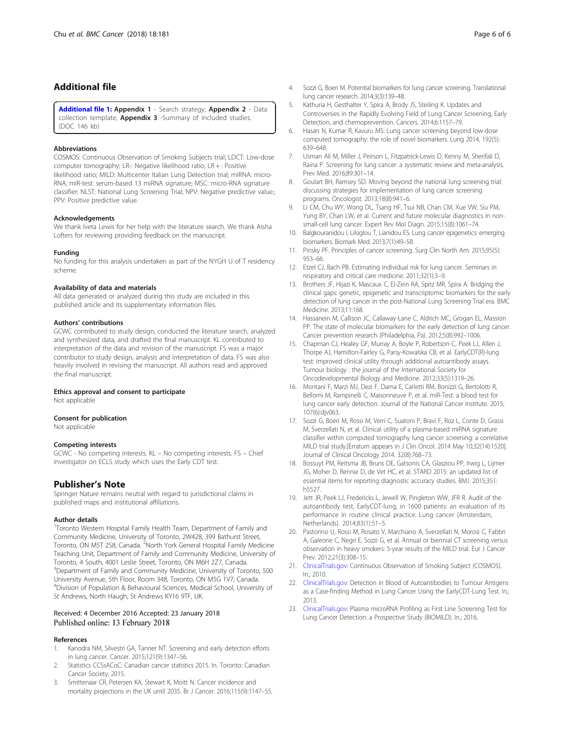## Additional file

**Additional file 1:** **Appendix 1** - Search strategy; **Appendix 2** - Data collection template; **Appendix 3** -Summary of included studies. (DOC 146 kb)

### Abbreviations

COSMOS: Continuous Observation of Smoking Subjects trial; LDCT: Low-dose computer tomography; LR-: Negative likelihood ratio; LR + : Positive likelihood ratio; MILD: Multicenter Italian Lung Detection trial; miRNA: micro-RNA; miR-test: serum-based 13 miRNA signature; MSC: micro-RNA signature classifier; NLST: National Lung Screening Trial; NPV: Negative predictive value.; PPV: Positive predictive value.

### Acknowledgements

We thank Iveta Lewis for her help with the literature search. We thank Aisha Lofters for reviewing providing feedback on the manuscript.

### Funding

No funding for this analysis undertaken as part of the NYGH U of T residency scheme.

### Availability of data and materials

All data generated or analyzed during this study are included in this published article and its supplementary information files.

### Authors' contributions

GCWC contributed to study design, conducted the literature search, analyzed and synthesized data, and drafted the final manuscript. KL contributed to interpretation of the data and revision of the manuscript. FS was a major contributor to study design, analysis and interpretation of data. FS was also heavily involved in revising the manuscript. All authors read and approved the final manuscript.

### Ethics approval and consent to participate

Not applicable

### Consent for publication

Not applicable

### Competing interests

GCWC - No competing interests. KL – No competing interests. FS – Chief investigator on ECLS study which uses the Early CDT test.

## Publisher's Note

Springer Nature remains neutral with regard to jurisdictional claims in published maps and institutional affiliations.

### Author details

[1]Toronto Western Hospital Family Health Team, Department of Family and Community Medicine, University of Toronto, 2W428, 399 Bathurst Street, Toronto, ON M5T 2S8, Canada. [2]North York General Hospital Family Medicine Teaching Unit, Department of Family and Community Medicine, University of Toronto, 4 South, 4001 Leslie Street, Toronto, ON M6H 2Z7, Canada. [3]Department of Family and Community Medicine, University of Toronto, 500 University Avenue, 5th Floor, Room 348, Toronto, ON M5G 1V7, Canada. [4]Division of Population & Behavioural Sciences, Medical School, University of St Andrews, North Haugh, St Andrews KY16 9TF, UK.

Received: 4 December 2016 Accepted: 23 January 2018
Published online: 13 February 2018

### References

1. Kanodra NM, Silvestri GA, Tanner NT. Screening and early detection efforts in lung cancer. Cancer. 2015;121(9):1347–56.
2. Statistics CCSsACoC: Canadian cancer statistics 2015. In. Toronto: Canadian Cancer Society; 2015.
3. Smittenaar CR, Petersen KA, Stewart K, Moitt N. Cancer incidence and mortality projections in the UK until 2035. Br J Cancer. 2016;115(9):1147–55.
4. Sozzi G, Boeri M. Potential biomarkers for lung cancer screening. Translational lung cancer research. 2014;3(3):139–48.
5. Kathuria H, Gesthalter Y, Spira A, Brody JS, Steiling K. Updates and Controversies in the Rapidly Evolving Field of Lung Cancer Screening, Early Detection, and chemoprevention. Cancers. 2014;6:1157–79.
6. Hasan N, Kumar R, Kavuru MS: Lung cancer screening beyond low-dose computed tomography: the role of novel biomarkers. Lung 2014, 192(5): 639–648.
7. Usman Ali M, Miller J, Peirson L, Fitzpatrick-Lewis D, Kenny M, Sherifali D, Raina P. Screening for lung cancer: a systematic review and meta-analysis. Prev Med. 2016;89:301–14.
8. Goulart BH, Ramsey SD. Moving beyond the national lung screening trial: discussing strategies for implementation of lung cancer screening programs. Oncologist. 2013;18(8):941–6.
9. Li CM, Chu WY, Wong DL, Tsang HF, Tsui NB, Chan CM, Xue VW, Siu PM, Yung BY, Chan LW, et al. Current and future molecular diagnostics in non-small-cell lung cancer. Expert Rev Mol Diagn. 2015;15(8):1061–74.
10. Balgkouranidou I, Liloglou T, Lianidou ES. Lung cancer epigenetics: emerging biomarkers. Biomark Med. 2013;7(1):49–58.
11. Pinsky PF. Principles of cancer screening. Surg Clin North Am. 2015;95(5): 953–66.
12. Etzel CJ, Bach PB. Estimating individual risk for lung cancer. Seminars in respiratory and critical care medicine. 2011;32(1):3–9.
13. Brothers JF, Hijazi K, Mascaux C, El-Zein RA, Spitz MR, Spira A. Bridging the clinical gaps: genetic, epigenetic and transcriptomic biomarkers for the early detection of lung cancer in the post-National Lung Screening Trial era. BMC Medicine. 2013;11:168.
14. Hassanein M, Callison JC, Callaway-Lane C, Aldrich MC, Grogan EL, Massion PP. The state of molecular biomarkers for the early detection of lung cancer. Cancer prevention research (Philadelphia, Pa). 2012;5(8):992–1006.
15. Chapman CJ, Healey GF, Murray A, Boyle P, Robertson C, Peek LJ, Allen J, Thorpe AJ, Hamilton-Fairley G, Parsy-Kowalska CB, et al. EarlyCDT(R)-lung test: improved clinical utility through additional autoantibody assays. Tumour biology : the journal of the International Society for Oncodevelopmental Biology and Medicine. 2012;33(5):1319–26.
16. Montani F, Marzi MJ, Dezi F, Dama E, Carletti RM, Bonizzi G, Bertolotti R, Bellomi M, Rampinelli C, Maisonneuve P, et al. miR-Test: a blood test for lung cancer early detection. Journal of the National Cancer Institute. 2015; 107(6):djv063.
17. Sozzi G, Boeri M, Rossi M, Verri C, Suatoni P, Bravi F, Roz L, Conte D, Grassi M, Sverzellati N, et al. Clinical utility of a plasma-based miRNA signature classifier within computed tomography lung cancer screening: a correlative MILD trial study.[Erratum appears in J Clin Oncol. 2014 May 10;32(14):1520]. Journal of Clinical Oncology 2014. 32(8):768–73.
18. Bossuyt PM, Reitsma JB, Bruns DE, Gatsonis CA, Glasziou PP, Irwig L, Lijmer JG, Moher D, Rennie D, de Vet HC, et al. STARD 2015: an updated list of essential items for reporting diagnostic accuracy studies. BMJ. 2015;351: h5527.
19. Jett JR, Peek LJ, Fredericks L, Jewell W, Pingleton WW, JFR R. Audit of the autoantibody test, EarlyCDT-lung, in 1600 patients: an evaluation of its performance in routine clinical practice. Lung cancer (Amsterdam, Netherlands). 2014;83(1):51–5.
20. Pastorino U, Rossi M, Rosato V, Marchiano A, Sverzellati N, Morosi C, Fabbri A, Galeone C, Negri E, Sozzi G, et al. Annual or biennial CT screening versus observation in heavy smokers: 5-year results of the MILD trial. Eur J Cancer Prev. 2012;21(3):308–15.
21. ClinicalTrials.gov: Continuous Observation of Smoking Subject (COSMOS). In.; 2010.
22. ClinicalTrials.gov: Detection in Blood of Autoantibodies to Tumour Antigens as a Case-finding Method in Lung Cancer Using the EarlyCDT-Lung Test. In.; 2013.
23. ClinicalTrials.gov: Plasma microRNA Profiling as First Line Screening Test for Lung Cancer Detection: a Prospective Study (BIOMILD). In.; 2016.